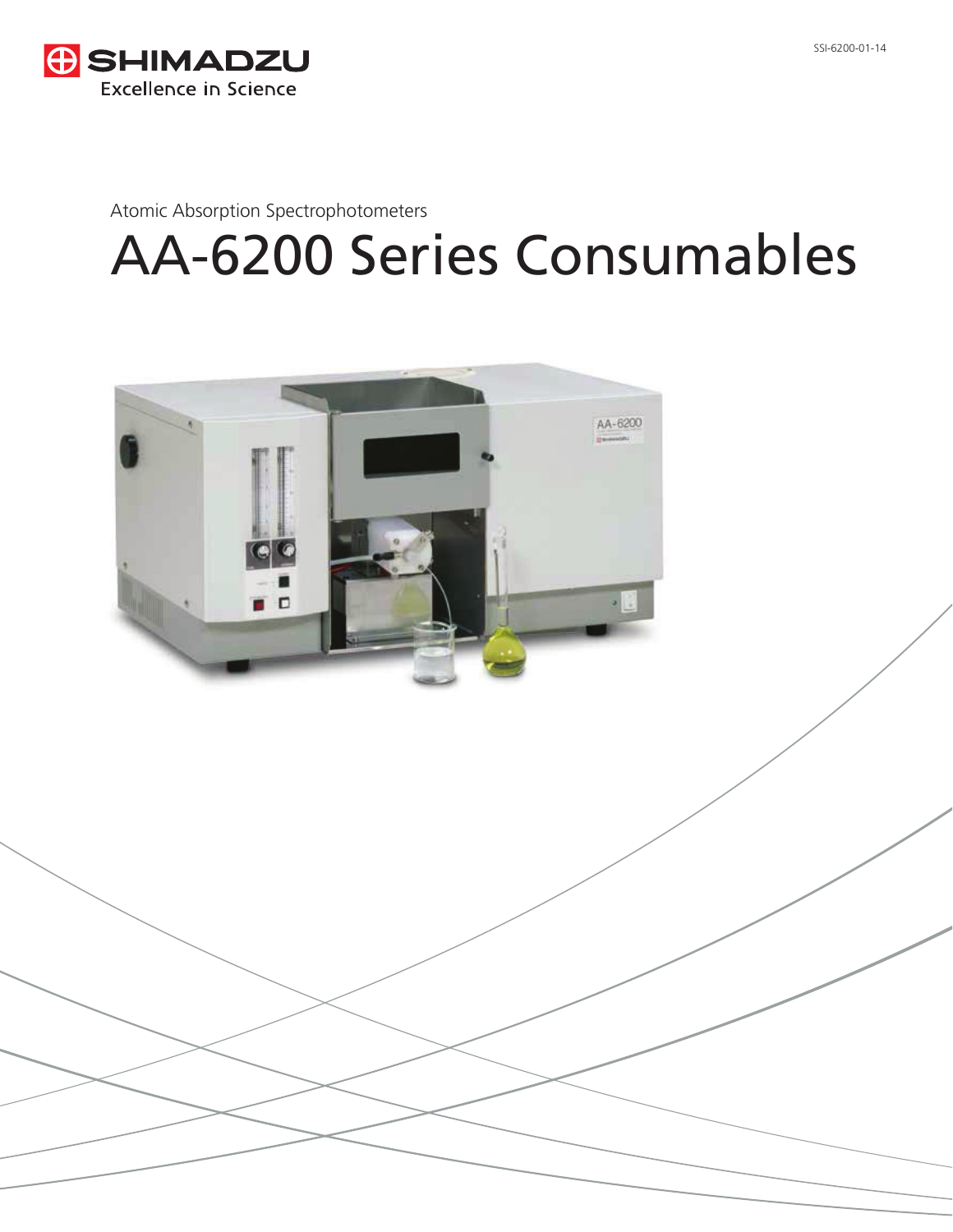SHIMADZU
Excellence in Science

SSI-6200-01-14

Atomic Absorption Spectrophotometers

# AA-6200 Series Consumables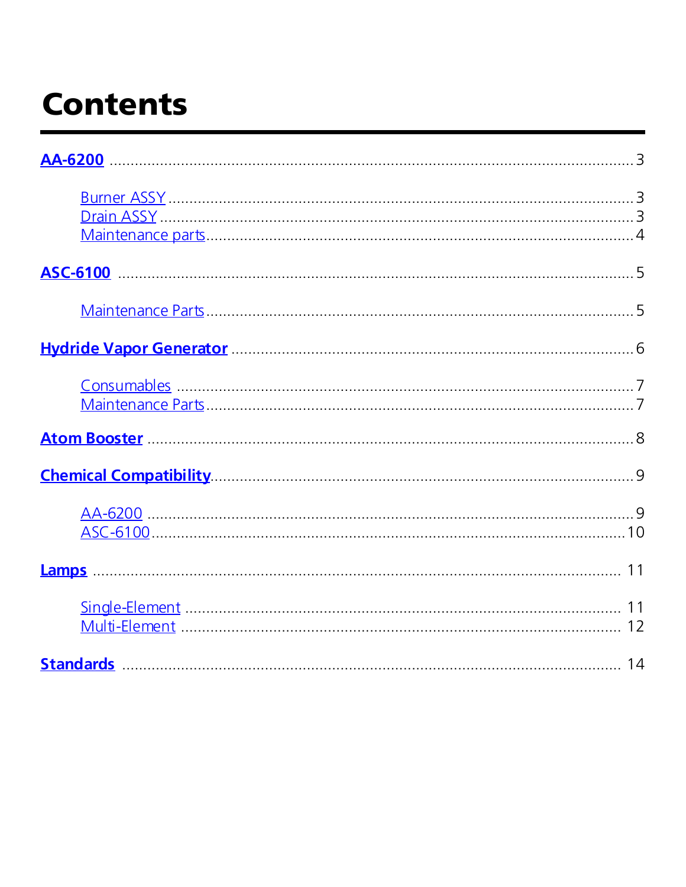# Contents

**AA-6200** ..... 3

- Burner ASSY ..... 3
- Drain ASSY ..... 3
- Maintenance parts ..... 4

**ASC-6100** ..... 5

- Maintenance Parts ..... 5

**Hydride Vapor Generator** ..... 6

- Consumables ..... 7
- Maintenance Parts ..... 7

**Atom Booster** ..... 8

**Chemical Compatibility** ..... 9

- AA-6200 ..... 9
- ASC-6100 ..... 10

**Lamps** ..... 11

- Single-Element ..... 11
- Multi-Element ..... 12

**Standards** ..... 14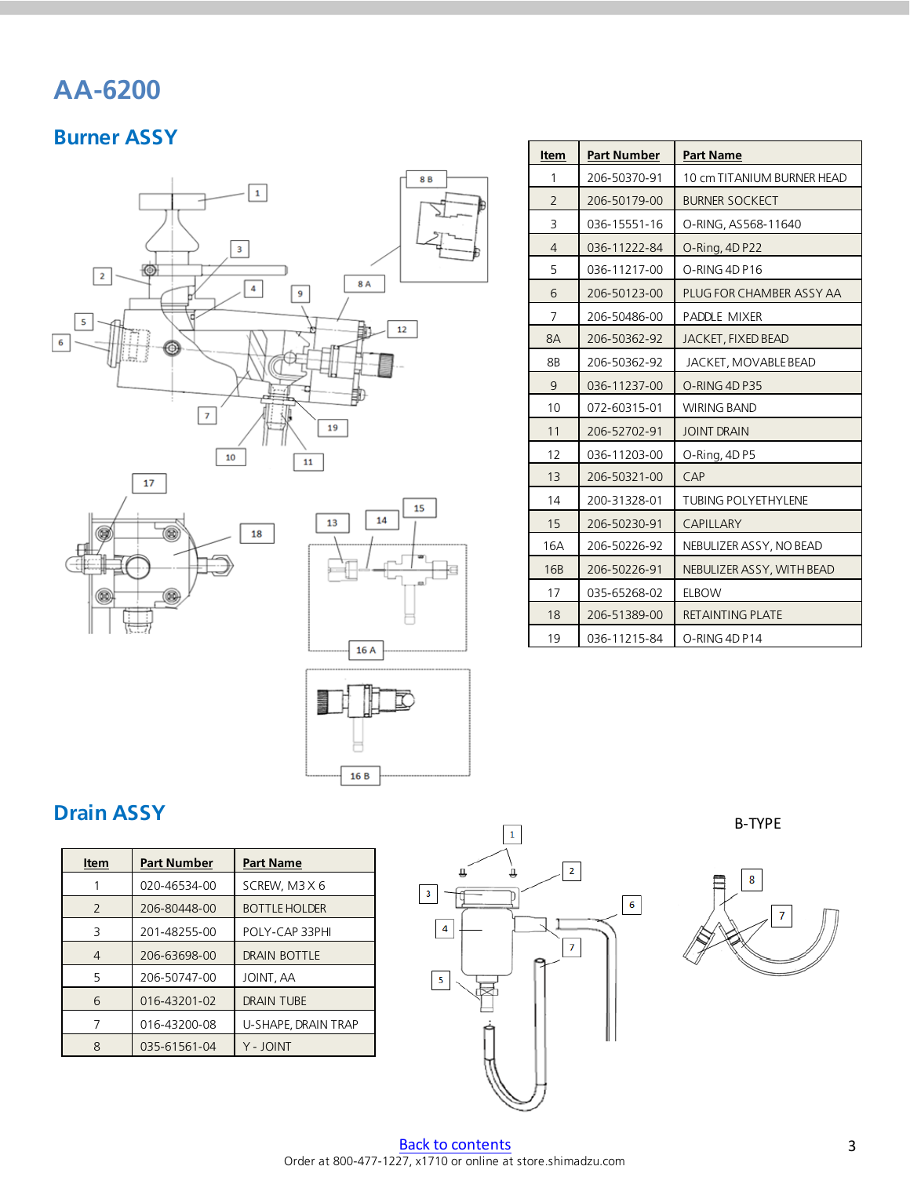# AA-6200

## Burner ASSY

| Item | Part Number | Part Name |
|---|---|---|
| 1 | 206-50370-91 | 10 cm TITANIUM BURNER HEAD |
| 2 | 206-50179-00 | BURNER SOCKECT |
| 3 | 036-15551-16 | O-RING, AS568-11640 |
| 4 | 036-11222-84 | O-Ring, 4D P22 |
| 5 | 036-11217-00 | O-RING 4D P16 |
| 6 | 206-50123-00 | PLUG FOR CHAMBER ASSY AA |
| 7 | 206-50486-00 | PADDLE MIXER |
| 8A | 206-50362-92 | JACKET, FIXED BEAD |
| 8B | 206-50362-92 | JACKET, MOVABLE BEAD |
| 9 | 036-11237-00 | O-RING 4D P35 |
| 10 | 072-60315-01 | WIRING BAND |
| 11 | 206-52702-91 | JOINT DRAIN |
| 12 | 036-11203-00 | O-Ring, 4D P5 |
| 13 | 206-50321-00 | CAP |
| 14 | 200-31328-01 | TUBING POLYETHYLENE |
| 15 | 206-50230-91 | CAPILLARY |
| 16A | 206-50226-92 | NEBULIZER ASSY, NO BEAD |
| 16B | 206-50226-91 | NEBULIZER ASSY, WITH BEAD |
| 17 | 035-65268-02 | ELBOW |
| 18 | 206-51389-00 | RETAINTING PLATE |
| 19 | 036-11215-84 | O-RING 4D P14 |

## Drain ASSY

| Item | Part Number | Part Name |
|---|---|---|
| 1 | 020-46534-00 | SCREW, M3 X 6 |
| 2 | 206-80448-00 | BOTTLE HOLDER |
| 3 | 201-48255-00 | POLY-CAP 33PHI |
| 4 | 206-63698-00 | DRAIN BOTTLE |
| 5 | 206-50747-00 | JOINT, AA |
| 6 | 016-43201-02 | DRAIN TUBE |
| 7 | 016-43200-08 | U-SHAPE, DRAIN TRAP |
| 8 | 035-61561-04 | Y - JOINT |

B-TYPE

Back to contents

Order at 800-477-1227, x1710 or online at store.shimadzu.com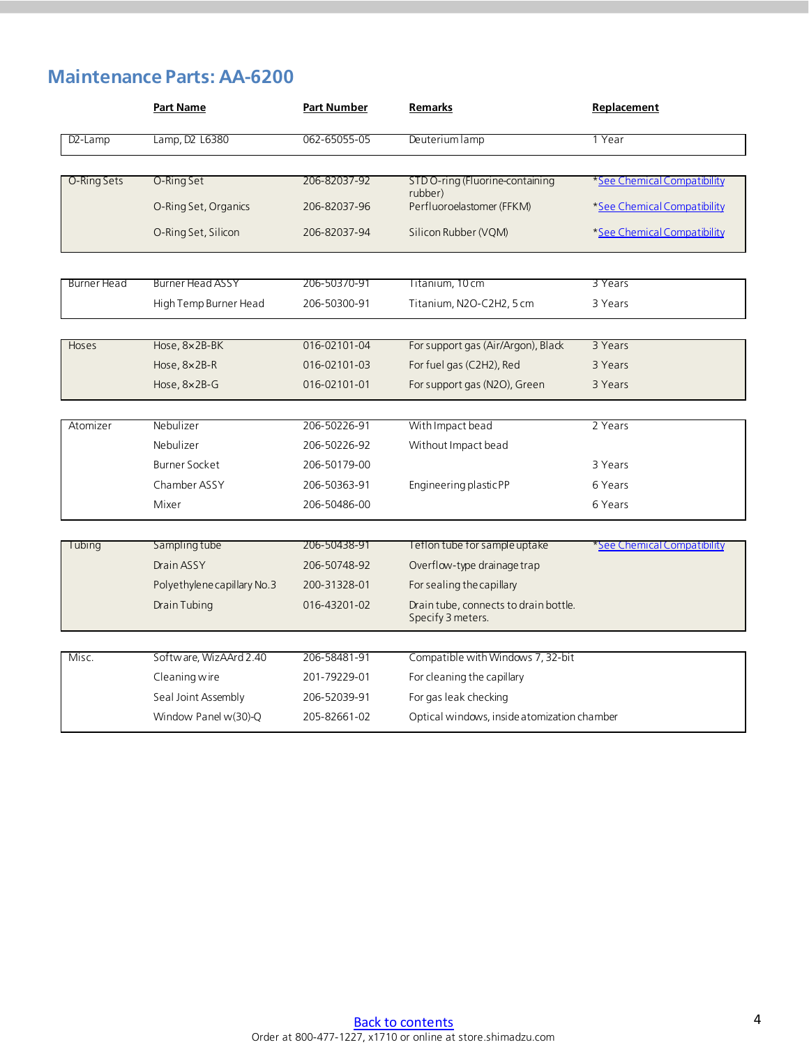## Maintenance Parts: AA-6200

| | Part Name | Part Number | Remarks | Replacement |
|---|---|---|---|---|
| D2-Lamp | Lamp, D2 L6380 | 062-65055-05 | Deuterium lamp | 1 Year |
| O-Ring Sets | O-Ring Set | 206-82037-92 | STD O-ring (Fluorine-containing rubber) | *See Chemical Compatibility |
| | O-Ring Set, Organics | 206-82037-96 | Perfluoroelastomer (FFKM) | *See Chemical Compatibility |
| | O-Ring Set, Silicon | 206-82037-94 | Silicon Rubber (VQM) | *See Chemical Compatibility |
| Burner Head | Burner Head ASSY | 206-50370-91 | Titanium, 10 cm | 3 Years |
| | High Temp Burner Head | 206-50300-91 | Titanium, N2O-C2H2, 5 cm | 3 Years |
| Hoses | Hose, 8×2B-BK | 016-02101-04 | For support gas (Air/Argon), Black | 3 Years |
| | Hose, 8×2B-R | 016-02101-03 | For fuel gas (C2H2), Red | 3 Years |
| | Hose, 8×2B-G | 016-02101-01 | For support gas (N2O), Green | 3 Years |
| Atomizer | Nebulizer | 206-50226-91 | With Impact bead | 2 Years |
| | Nebulizer | 206-50226-92 | Without Impact bead | |
| | Burner Socket | 206-50179-00 | | 3 Years |
| | Chamber ASSY | 206-50363-91 | Engineering plastic PP | 6 Years |
| | Mixer | 206-50486-00 | | 6 Years |
| Tubing | Sampling tube | 206-50438-91 | Teflon tube for sample uptake | *See Chemical Compatibility |
| | Drain ASSY | 206-50748-92 | Overflow-type drainage trap | |
| | Polyethylene capillary No.3 | 200-31328-01 | For sealing the capillary | |
| | Drain Tubing | 016-43201-02 | Drain tube, connects to drain bottle. Specify 3 meters. | |
| Misc. | Software, WizAArd 2.40 | 206-58481-91 | Compatible with Windows 7, 32-bit | |
| | Cleaning wire | 201-79229-01 | For cleaning the capillary | |
| | Seal Joint Assembly | 206-52039-91 | For gas leak checking | |
| | Window Panel w(30)-Q | 205-82661-02 | Optical windows, inside atomization chamber | |

Back to contents

Order at 800-477-1227, x1710 or online at store.shimadzu.com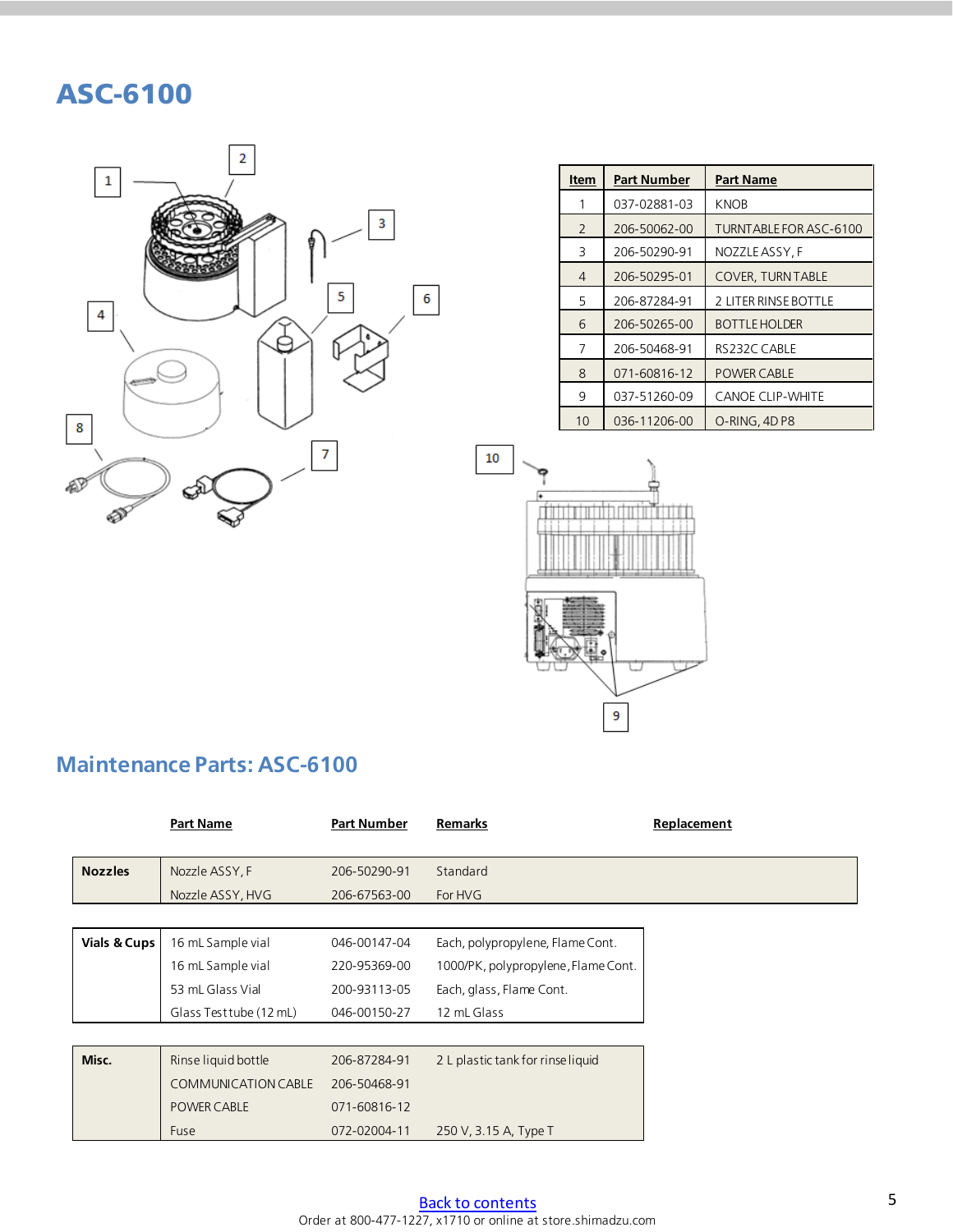# ASC-6100

| Item | Part Number | Part Name |
|---|---|---|
| 1 | 037-02881-03 | KNOB |
| 2 | 206-50062-00 | TURNTABLE FOR ASC-6100 |
| 3 | 206-50290-91 | NOZZLE ASSY, F |
| 4 | 206-50295-01 | COVER, TURNTABLE |
| 5 | 206-87284-91 | 2 LITER RINSE BOTTLE |
| 6 | 206-50265-00 | BOTTLE HOLDER |
| 7 | 206-50468-91 | RS232C CABLE |
| 8 | 071-60816-12 | POWER CABLE |
| 9 | 037-51260-09 | CANOE CLIP-WHITE |
| 10 | 036-11206-00 | O-RING, 4D P8 |

## Maintenance Parts: ASC-6100

| | Part Name | Part Number | Remarks | Replacement |
|---|---|---|---|---|
| **Nozzles** | Nozzle ASSY, F | 206-50290-91 | Standard | |
| | Nozzle ASSY, HVG | 206-67563-00 | For HVG | |
| **Vials & Cups** | 16 mL Sample vial | 046-00147-04 | Each, polypropylene, Flame Cont. | |
| | 16 mL Sample vial | 220-95369-00 | 1000/PK, polypropylene, Flame Cont. | |
| | 53 mL Glass Vial | 200-93113-05 | Each, glass, Flame Cont. | |
| | Glass Testtube (12 mL) | 046-00150-27 | 12 mL Glass | |
| **Misc.** | Rinse liquid bottle | 206-87284-91 | 2 L plastic tank for rinse liquid | |
| | COMMUNICATION CABLE | 206-50468-91 | | |
| | POWER CABLE | 071-60816-12 | | |
| | Fuse | 072-02004-11 | 250 V, 3.15 A, Type T | |

Back to contents

Order at 800-477-1227, x1710 or online at store.shimadzu.com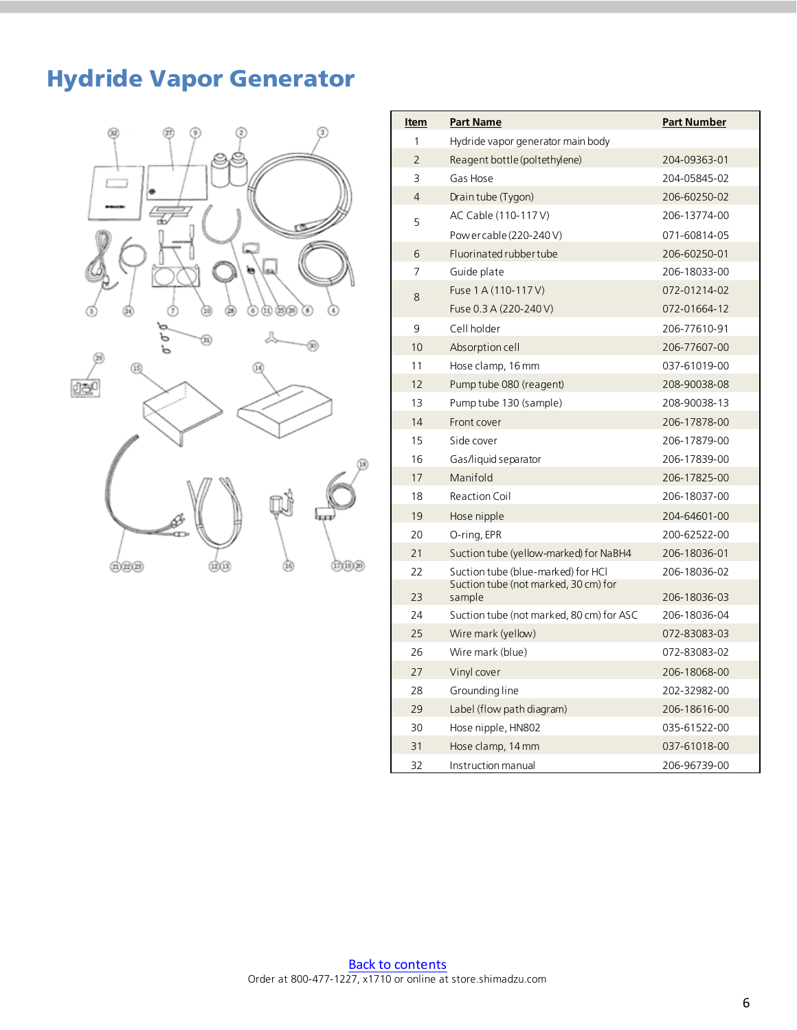# Hydride Vapor Generator

| Item | Part Name | Part Number |
|---|---|---|
| 1 | Hydride vapor generator main body | |
| 2 | Reagent bottle (poltethylene) | 204-09363-01 |
| 3 | Gas Hose | 204-05845-02 |
| 4 | Drain tube (Tygon) | 206-60250-02 |
| 5 | AC Cable (110-117 V) | 206-13774-00 |
| | Power cable (220-240 V) | 071-60814-05 |
| 6 | Fluorinated rubber tube | 206-60250-01 |
| 7 | Guide plate | 206-18033-00 |
| 8 | Fuse 1 A (110-117 V) | 072-01214-02 |
| | Fuse 0.3 A (220-240 V) | 072-01664-12 |
| 9 | Cell holder | 206-77610-91 |
| 10 | Absorption cell | 206-77607-00 |
| 11 | Hose clamp, 16 mm | 037-61019-00 |
| 12 | Pump tube 080 (reagent) | 208-90038-08 |
| 13 | Pump tube 130 (sample) | 208-90038-13 |
| 14 | Front cover | 206-17878-00 |
| 15 | Side cover | 206-17879-00 |
| 16 | Gas/liquid separator | 206-17839-00 |
| 17 | Manifold | 206-17825-00 |
| 18 | Reaction Coil | 206-18037-00 |
| 19 | Hose nipple | 204-64601-00 |
| 20 | O-ring, EPR | 200-62522-00 |
| 21 | Suction tube (yellow-marked) for NaBH4 | 206-18036-01 |
| 22 | Suction tube (blue-marked) for HCl | 206-18036-02 |
| 23 | Suction tube (not marked, 30 cm) for sample | 206-18036-03 |
| 24 | Suction tube (not marked, 80 cm) for ASC | 206-18036-04 |
| 25 | Wire mark (yellow) | 072-83083-03 |
| 26 | Wire mark (blue) | 072-83083-02 |
| 27 | Vinyl cover | 206-18068-00 |
| 28 | Grounding line | 202-32982-00 |
| 29 | Label (flow path diagram) | 206-18616-00 |
| 30 | Hose nipple, HN802 | 035-61522-00 |
| 31 | Hose clamp, 14 mm | 037-61018-00 |
| 32 | Instruction manual | 206-96739-00 |

Back to contents

Order at 800-477-1227, x1710 or online at store.shimadzu.com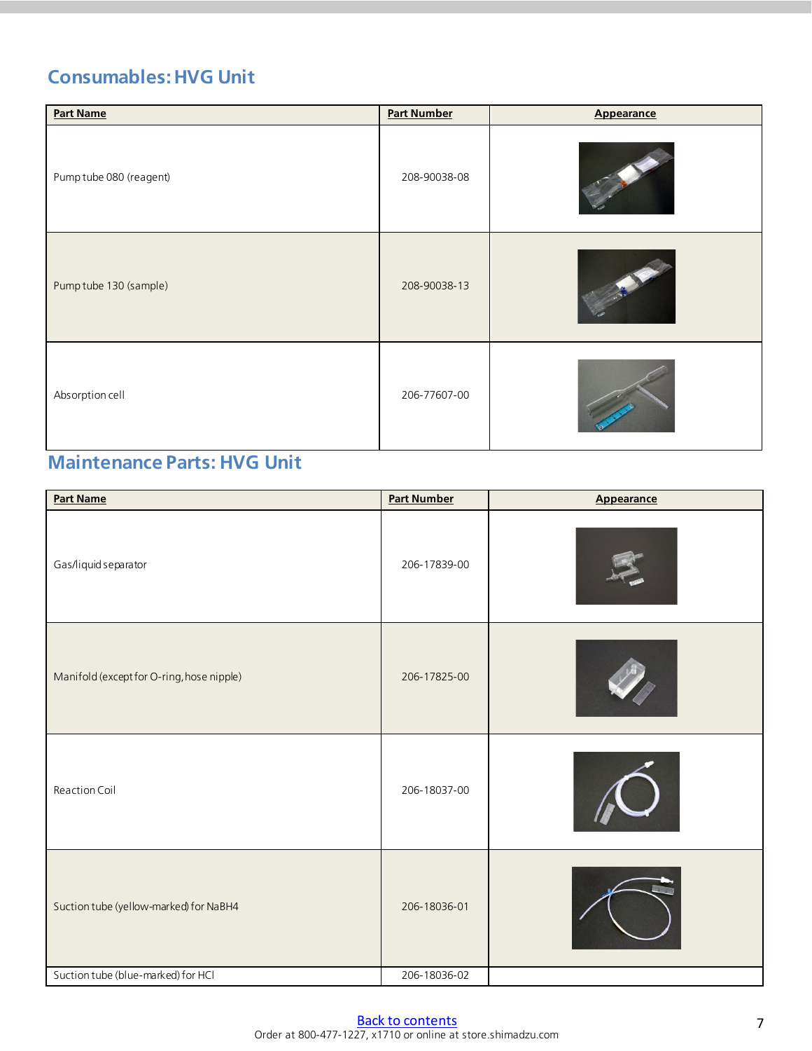## Consumables: HVG Unit

| Part Name | Part Number | Appearance |
|---|---|---|
| Pump tube 080 (reagent) | 208-90038-08 | |
| Pump tube 130 (sample) | 208-90038-13 | |
| Absorption cell | 206-77607-00 | |

## Maintenance Parts: HVG Unit

| Part Name | Part Number | Appearance |
|---|---|---|
| Gas/liquid separator | 206-17839-00 | |
| Manifold (except for O-ring, hose nipple) | 206-17825-00 | |
| Reaction Coil | 206-18037-00 | |
| Suction tube (yellow-marked) for $NaBH_4$ | 206-18036-01 | |
| Suction tube (blue-marked) for HCl | 206-18036-02 | |

Back to contents

Order at 800-477-1227, x1710 or online at store.shimadzu.com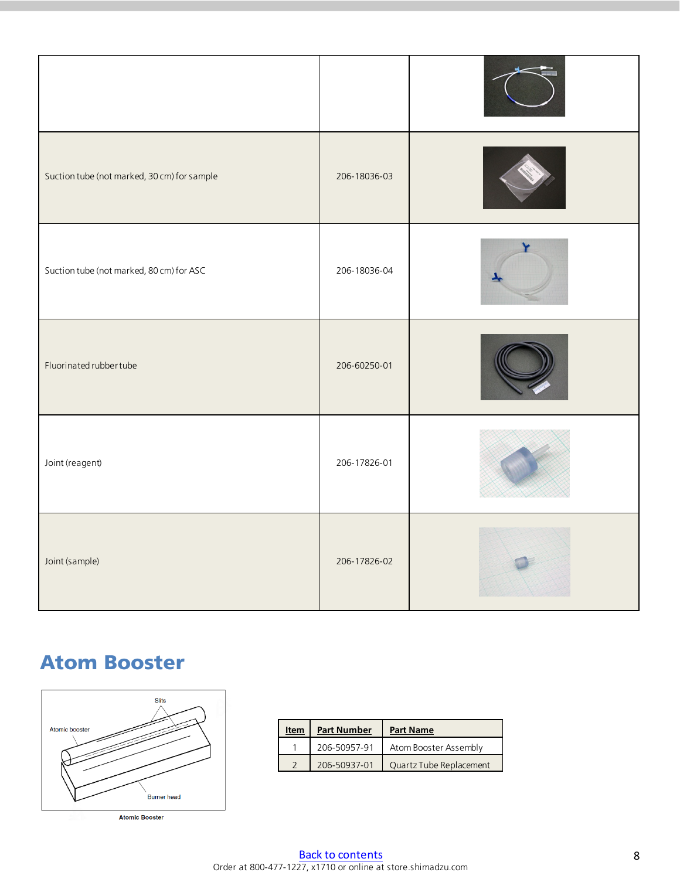| | | |
|---|---|---|
| | | |
| Suction tube (not marked, 30 cm) for sample | 206-18036-03 | |
| Suction tube (not marked, 80 cm) for ASC | 206-18036-04 | |
| Fluorinated rubber tube | 206-60250-01 | |
| Joint (reagent) | 206-17826-01 | |
| Joint (sample) | 206-17826-02 | |

## Atom Booster

Slits

Atomic booster

Burner head

Atomic Booster

| Item | Part Number | Part Name |
|---|---|---|
| 1 | 206-50957-91 | Atom Booster Assembly |
| 2 | 206-50937-01 | Quartz Tube Replacement |

Back to contents

Order at 800-477-1227, x1710 or online at store.shimadzu.com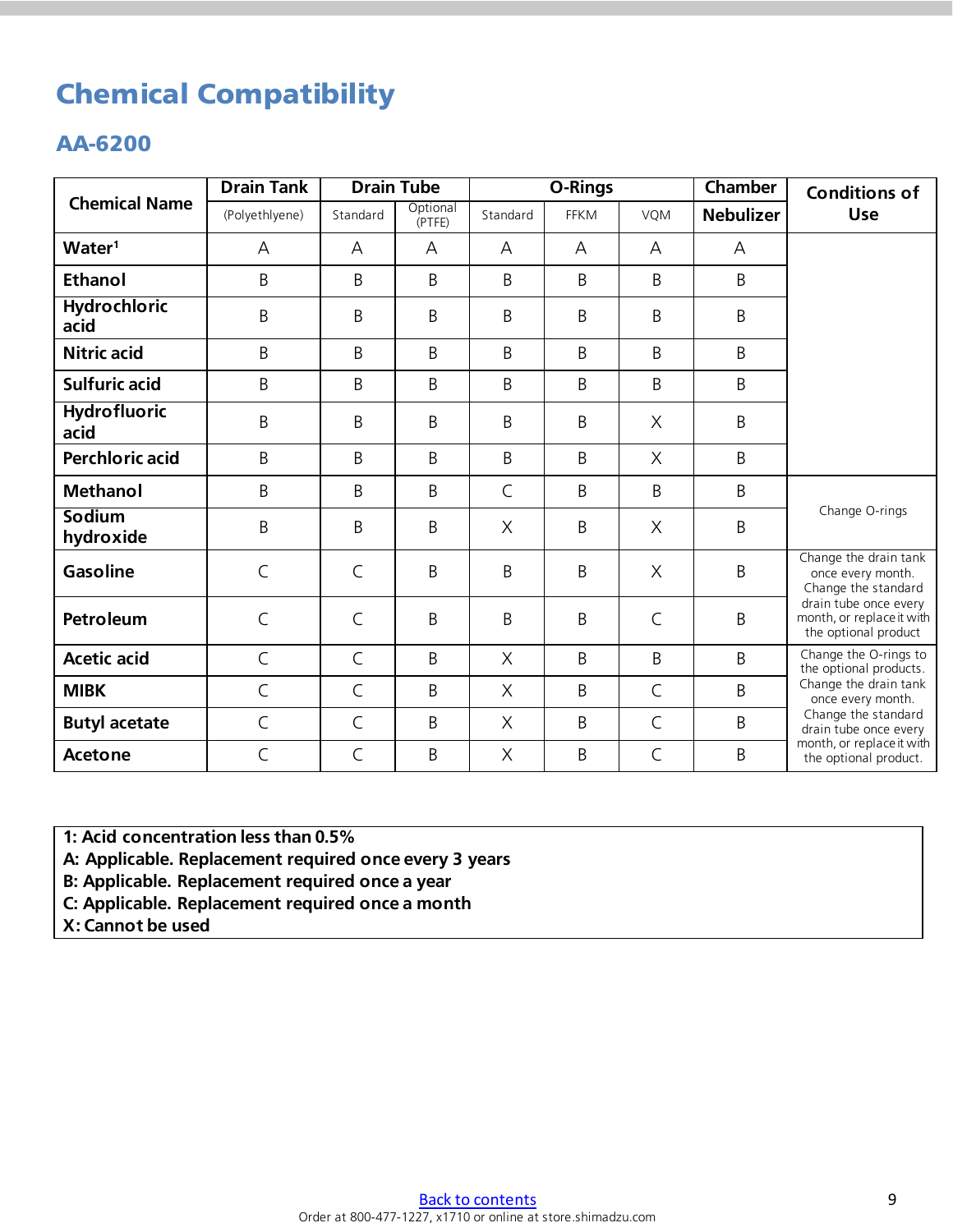# Chemical Compatibility

## AA-6200

| Chemical Name | Drain Tank | Drain Tube | | O-Rings | | | Chamber | Conditions of Use |
|---|---|---|---|---|---|---|---|---|
| | (Polyethlyene) | Standard | Optional (PTFE) | Standard | FFKM | VQM | Nebulizer | |
| **Water**[1] | A | A | A | A | A | A | A | |
| **Ethanol** | B | B | B | B | B | B | B | |
| **Hydrochloric acid** | B | B | B | B | B | B | B | |
| **Nitric acid** | B | B | B | B | B | B | B | |
| **Sulfuric acid** | B | B | B | B | B | B | B | |
| **Hydrofluoric acid** | B | B | B | B | B | X | B | |
| **Perchloric acid** | B | B | B | B | B | X | B | |
| **Methanol** | B | B | B | C | B | B | B | Change O-rings |
| **Sodium hydroxide** | B | B | B | X | B | X | B | Change O-rings |
| **Gasoline** | C | C | B | B | B | X | B | Change the drain tank once every month. Change the standard drain tube once every month, or replace it with the optional product |
| **Petroleum** | C | C | B | B | B | C | B | Change the drain tank once every month. Change the standard drain tube once every month, or replace it with the optional product |
| **Acetic acid** | C | C | B | X | B | B | B | Change the O-rings to the optional products. Change the drain tank once every month. Change the standard drain tube once every month, or replace it with the optional product. |
| **MIBK** | C | C | B | X | B | C | B | Change the O-rings to the optional products. Change the drain tank once every month. Change the standard drain tube once every month, or replace it with the optional product. |
| **Butyl acetate** | C | C | B | X | B | C | B | Change the O-rings to the optional products. Change the drain tank once every month. Change the standard drain tube once every month, or replace it with the optional product. |
| **Acetone** | C | C | B | X | B | C | B | Change the O-rings to the optional products. Change the drain tank once every month. Change the standard drain tube once every month, or replace it with the optional product. |

**1: Acid concentration less than 0.5%**
**A: Applicable. Replacement required once every 3 years**
**B: Applicable. Replacement required once a year**
**C: Applicable. Replacement required once a month**
**X: Cannot be used**

Back to contents

Order at 800-477-1227, x1710 or online at store.shimadzu.com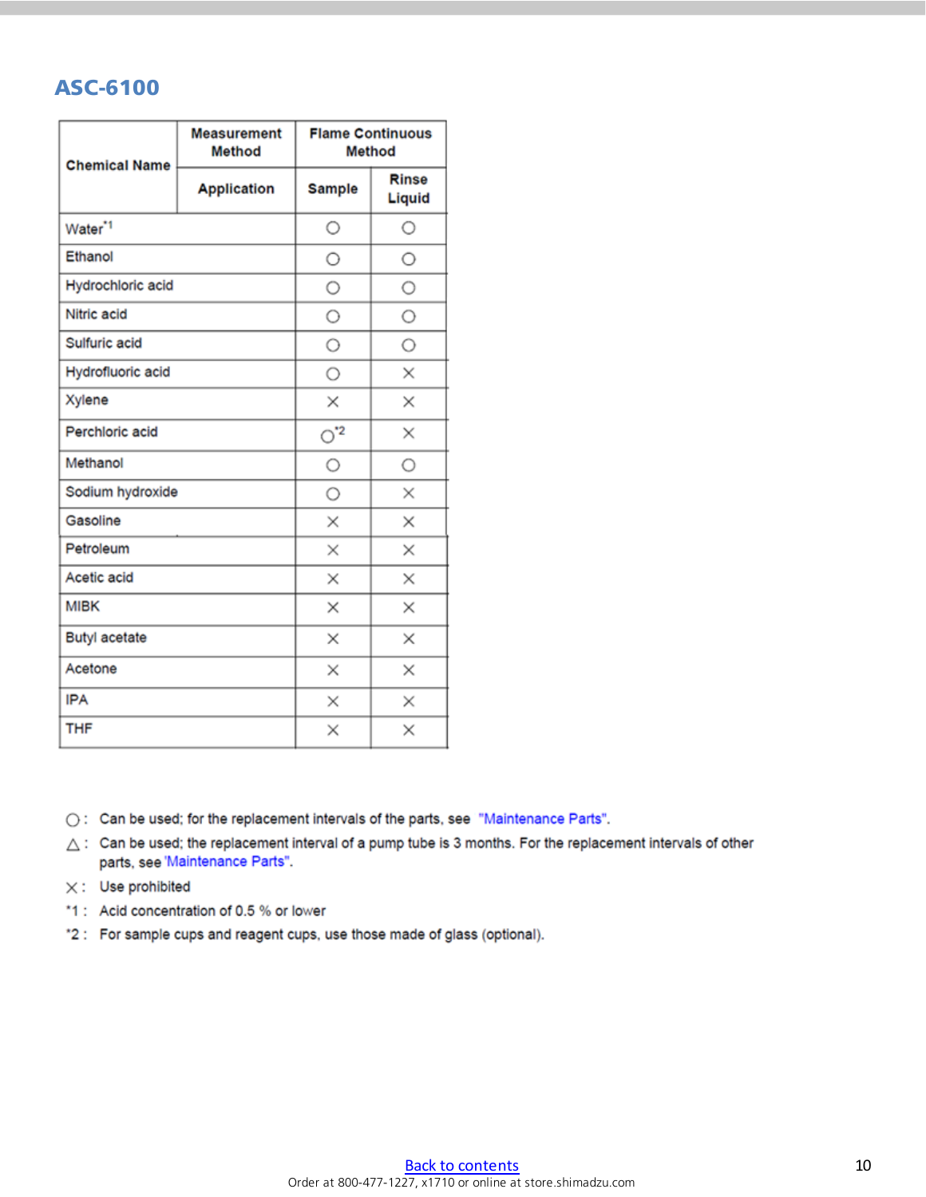## ASC-6100

| Chemical Name | Measurement Method | Flame Continuous Method | |
|---|---|---|---|
| | Application | Sample | Rinse Liquid |
| Water[*1] | | ○ | ○ |
| Ethanol | | ○ | ○ |
| Hydrochloric acid | | ○ | ○ |
| Nitric acid | | ○ | ○ |
| Sulfuric acid | | ○ | ○ |
| Hydrofluoric acid | | ○ | × |
| Xylene | | × | × |
| Perchloric acid | | ○[*2] | × |
| Methanol | | ○ | ○ |
| Sodium hydroxide | | ○ | × |
| Gasoline | | × | × |
| Petroleum | | × | × |
| Acetic acid | | × | × |
| MIBK | | × | × |
| Butyl acetate | | × | × |
| Acetone | | × | × |
| IPA | | × | × |
| THF | | × | × |

○ : Can be used; for the replacement intervals of the parts, see "Maintenance Parts".

△ : Can be used; the replacement interval of a pump tube is 3 months. For the replacement intervals of other parts, see "Maintenance Parts".

× : Use prohibited

*1 : Acid concentration of 0.5 % or lower

*2 : For sample cups and reagent cups, use those made of glass (optional).

Back to contents

Order at 800-477-1227, x1710 or online at store.shimadzu.com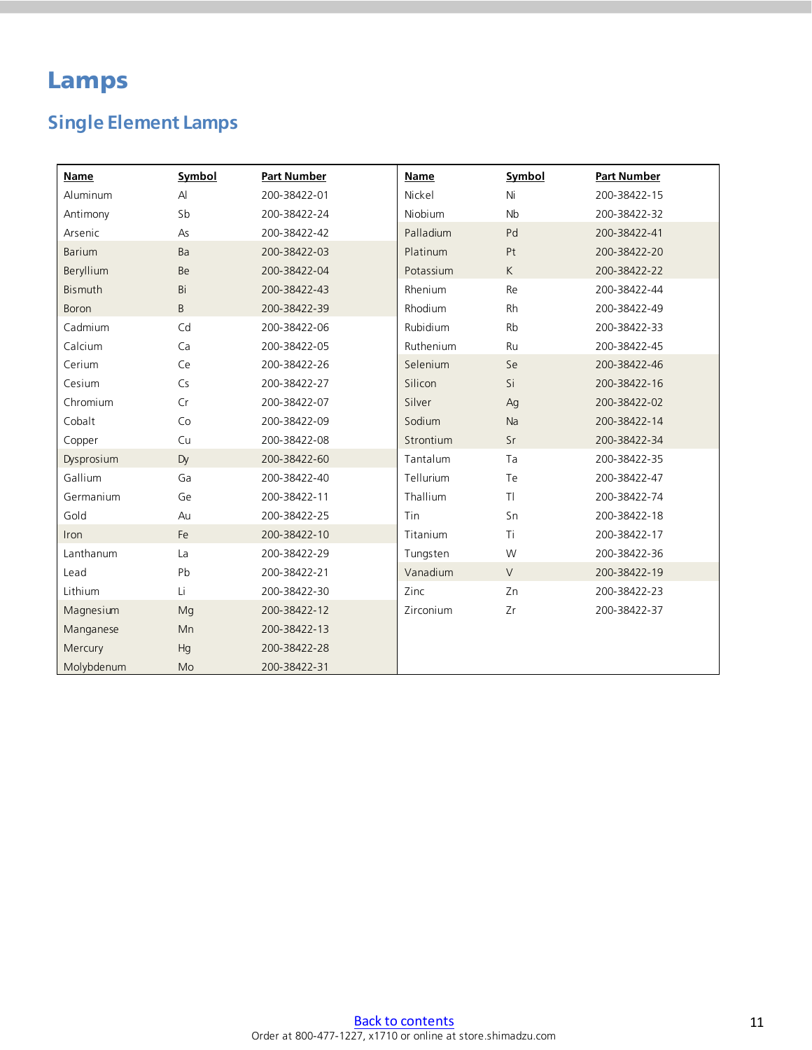# Lamps

## Single Element Lamps

| Name | Symbol | Part Number | Name | Symbol | Part Number |
|---|---|---|---|---|---|
| Aluminum | Al | 200-38422-01 | Nickel | Ni | 200-38422-15 |
| Antimony | Sb | 200-38422-24 | Niobium | Nb | 200-38422-32 |
| Arsenic | As | 200-38422-42 | Palladium | Pd | 200-38422-41 |
| Barium | Ba | 200-38422-03 | Platinum | Pt | 200-38422-20 |
| Beryllium | Be | 200-38422-04 | Potassium | K | 200-38422-22 |
| Bismuth | Bi | 200-38422-43 | Rhenium | Re | 200-38422-44 |
| Boron | B | 200-38422-39 | Rhodium | Rh | 200-38422-49 |
| Cadmium | Cd | 200-38422-06 | Rubidium | Rb | 200-38422-33 |
| Calcium | Ca | 200-38422-05 | Ruthenium | Ru | 200-38422-45 |
| Cerium | Ce | 200-38422-26 | Selenium | Se | 200-38422-46 |
| Cesium | Cs | 200-38422-27 | Silicon | Si | 200-38422-16 |
| Chromium | Cr | 200-38422-07 | Silver | Ag | 200-38422-02 |
| Cobalt | Co | 200-38422-09 | Sodium | Na | 200-38422-14 |
| Copper | Cu | 200-38422-08 | Strontium | Sr | 200-38422-34 |
| Dysprosium | Dy | 200-38422-60 | Tantalum | Ta | 200-38422-35 |
| Gallium | Ga | 200-38422-40 | Tellurium | Te | 200-38422-47 |
| Germanium | Ge | 200-38422-11 | Thallium | Tl | 200-38422-74 |
| Gold | Au | 200-38422-25 | Tin | Sn | 200-38422-18 |
| Iron | Fe | 200-38422-10 | Titanium | Ti | 200-38422-17 |
| Lanthanum | La | 200-38422-29 | Tungsten | W | 200-38422-36 |
| Lead | Pb | 200-38422-21 | Vanadium | V | 200-38422-19 |
| Lithium | Li | 200-38422-30 | Zinc | Zn | 200-38422-23 |
| Magnesium | Mg | 200-38422-12 | Zirconium | Zr | 200-38422-37 |
| Manganese | Mn | 200-38422-13 | | | |
| Mercury | Hg | 200-38422-28 | | | |
| Molybdenum | Mo | 200-38422-31 | | | |

Back to contents

Order at 800-477-1227, x1710 or online at store.shimadzu.com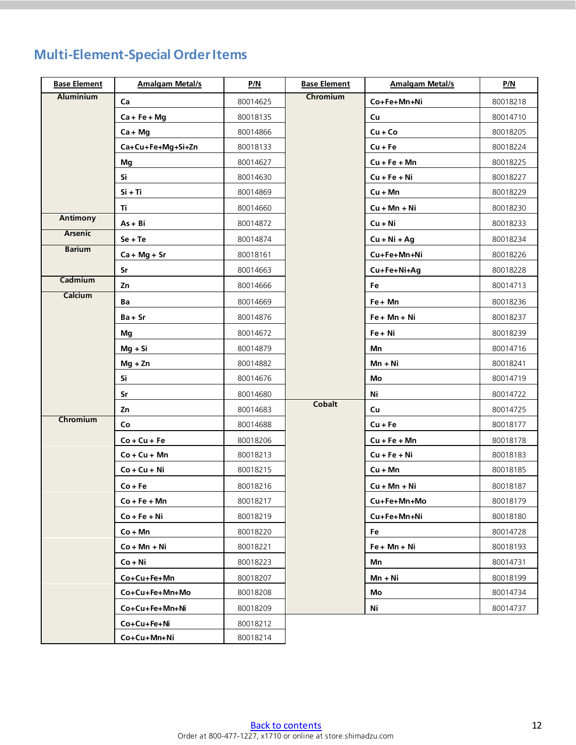## Multi-Element-Special Order Items

| Base Element | Amalgam Metal/s | P/N |
|---|---|---|
| Aluminium | Ca | 80014625 |
| | Ca + Fe + Mg | 80018135 |
| | Ca + Mg | 80014866 |
| | Ca+Cu+Fe+Mg+Si+Zn | 80018133 |
| | Mg | 80014627 |
| | Si | 80014630 |
| | Si + Ti | 80014869 |
| | Ti | 80014660 |
| Antimony | As + Bi | 80014872 |
| Arsenic | Se + Te | 80014874 |
| Barium | Ca + Mg + Sr | 80018161 |
| | Sr | 80014663 |
| Cadmium | Zn | 80014666 |
| Calcium | Ba | 80014669 |
| | Ba + Sr | 80014876 |
| | Mg | 80014672 |
| | Mg + Si | 80014879 |
| | Mg + Zn | 80014882 |
| | Si | 80014676 |
| | Sr | 80014680 |
| | Zn | 80014683 |
| Chromium | Co | 80014688 |
| | Co + Cu + Fe | 80018206 |
| | Co + Cu + Mn | 80018213 |
| | Co + Cu + Ni | 80018215 |
| | Co + Fe | 80018216 |
| | Co + Fe + Mn | 80018217 |
| | Co + Fe + Ni | 80018219 |
| | Co + Mn | 80018220 |
| | Co + Mn + Ni | 80018221 |
| | Co + Ni | 80018223 |
| | Co+Cu+Fe+Mn | 80018207 |
| | Co+Cu+Fe+Mn+Mo | 80018208 |
| | Co+Cu+Fe+Mn+Ni | 80018209 |
| | Co+Cu+Fe+Ni | 80018212 |
| | Co+Cu+Mn+Ni | 80018214 |
| Chromium | Co+Fe+Mn+Ni | 80018218 |
| | Cu | 80014710 |
| | Cu + Co | 80018205 |
| | Cu + Fe | 80018224 |
| | Cu + Fe + Mn | 80018225 |
| | Cu + Fe + Ni | 80018227 |
| | Cu + Mn | 80018229 |
| | Cu + Mn + Ni | 80018230 |
| | Cu + Ni | 80018233 |
| | Cu + Ni + Ag | 80018234 |
| | Cu+Fe+Mn+Ni | 80018226 |
| | Cu+Fe+Ni+Ag | 80018228 |
| | Fe | 80014713 |
| | Fe + Mn | 80018236 |
| | Fe + Mn + Ni | 80018237 |
| | Fe + Ni | 80018239 |
| | Mn | 80014716 |
| | Mn + Ni | 80018241 |
| | Mo | 80014719 |
| | Ni | 80014722 |
| Cobalt | Cu | 80014725 |
| | Cu + Fe | 80018177 |
| | Cu + Fe + Mn | 80018178 |
| | Cu + Fe + Ni | 80018183 |
| | Cu + Mn | 80018185 |
| | Cu + Mn + Ni | 80018187 |
| | Cu+Fe+Mn+Mo | 80018179 |
| | Cu+Fe+Mn+Ni | 80018180 |
| | Fe | 80014728 |
| | Fe + Mn + Ni | 80018193 |
| | Mn | 80014731 |
| | Mn + Ni | 80018199 |
| | Mo | 80014734 |
| | Ni | 80014737 |

Back to contents

Order at 800-477-1227, x1710 or online at store.shimadzu.com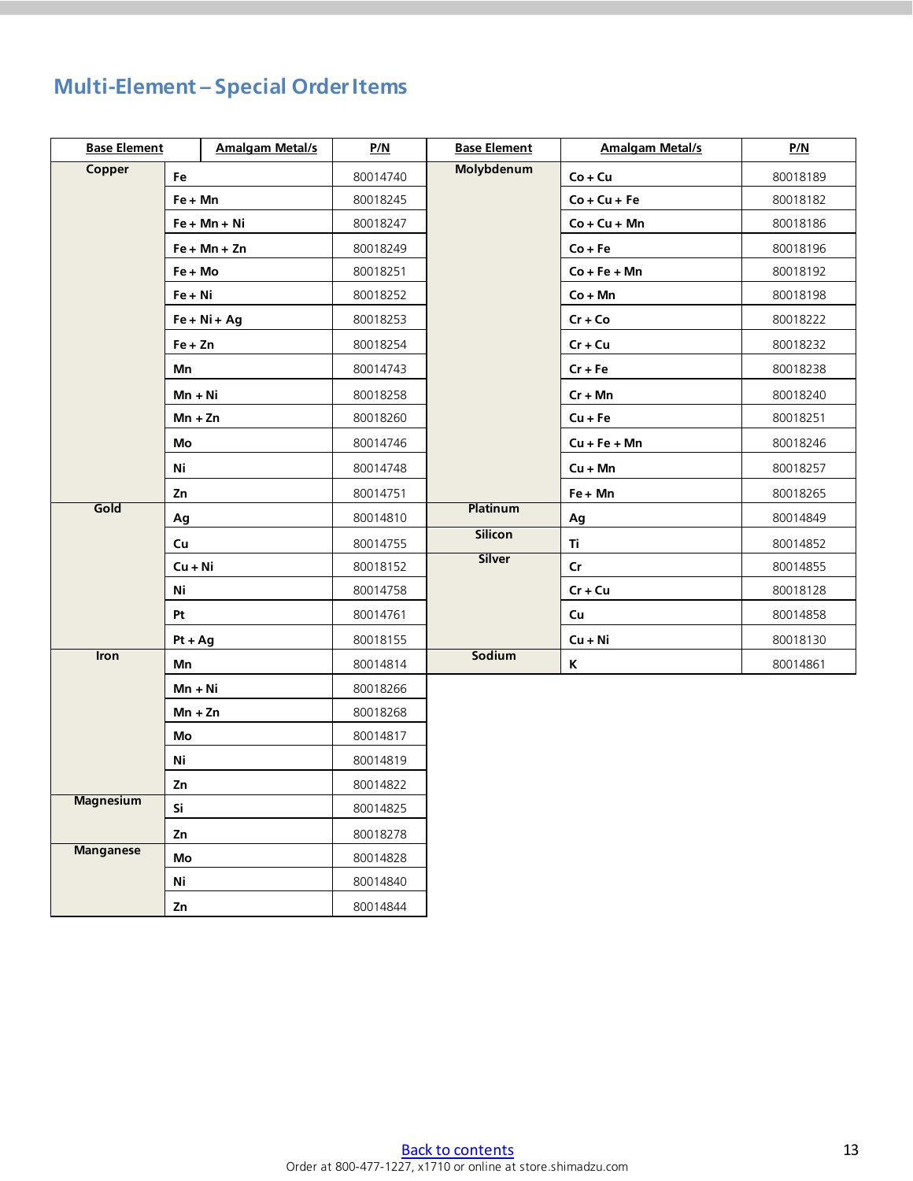## Multi-Element – Special Order Items

| Base Element | Amalgam Metal/s | P/N | Base Element | Amalgam Metal/s | P/N |
|---|---|---|---|---|---|
| Copper | Fe | 80014740 | Molybdenum | Co + Cu | 80018189 |
| | Fe + Mn | 80018245 | | Co + Cu + Fe | 80018182 |
| | Fe + Mn + Ni | 80018247 | | Co + Cu + Mn | 80018186 |
| | Fe + Mn + Zn | 80018249 | | Co + Fe | 80018196 |
| | Fe + Mo | 80018251 | | Co + Fe + Mn | 80018192 |
| | Fe + Ni | 80018252 | | Co + Mn | 80018198 |
| | Fe + Ni + Ag | 80018253 | | Cr + Co | 80018222 |
| | Fe + Zn | 80018254 | | Cr + Cu | 80018232 |
| | Mn | 80014743 | | Cr + Fe | 80018238 |
| | Mn + Ni | 80018258 | | Cr + Mn | 80018240 |
| | Mn + Zn | 80018260 | | Cu + Fe | 80018251 |
| | Mo | 80014746 | | Cu + Fe + Mn | 80018246 |
| | Ni | 80014748 | | Cu + Mn | 80018257 |
| | Zn | 80014751 | | Fe + Mn | 80018265 |
| Gold | Ag | 80014810 | Platinum | Ag | 80014849 |
| | Cu | 80014755 | Silicon | Ti | 80014852 |
| | Cu + Ni | 80018152 | Silver | Cr | 80014855 |
| | Ni | 80014758 | | Cr + Cu | 80018128 |
| | Pt | 80014761 | | Cu | 80014858 |
| | Pt + Ag | 80018155 | | Cu + Ni | 80018130 |
| Iron | Mn | 80014814 | Sodium | K | 80014861 |
| | Mn + Ni | 80018266 | | | |
| | Mn + Zn | 80018268 | | | |
| | Mo | 80014817 | | | |
| | Ni | 80014819 | | | |
| | Zn | 80014822 | | | |
| Magnesium | Si | 80014825 | | | |
| | Zn | 80018278 | | | |
| Manganese | Mo | 80014828 | | | |
| | Ni | 80014840 | | | |
| | Zn | 80014844 | | | |

Back to contents

Order at 800-477-1227, x1710 or online at store.shimadzu.com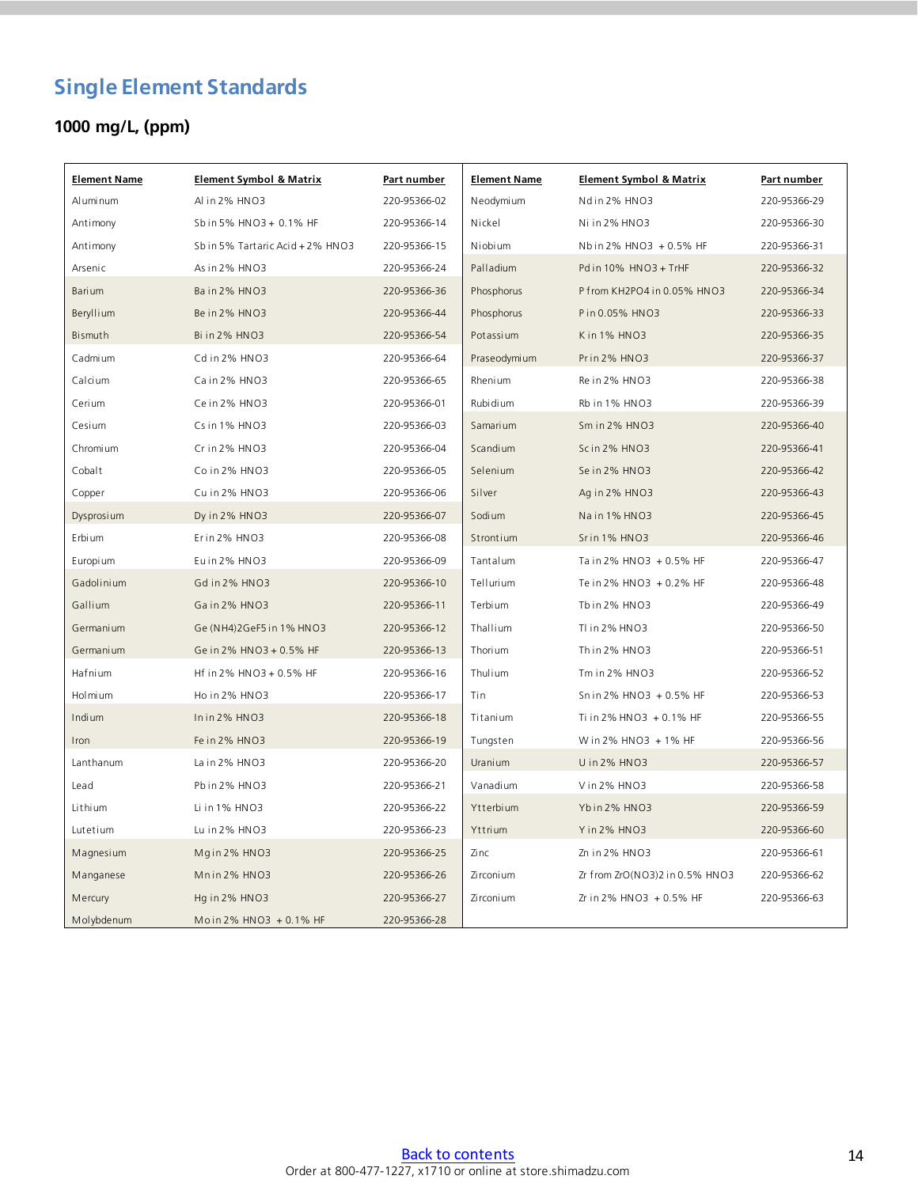# Single Element Standards

## 1000 mg/L, (ppm)

| Element Name | Element Symbol & Matrix | Part number | Element Name | Element Symbol & Matrix | Part number |
|---|---|---|---|---|---|
| Aluminum | Al in 2% $HNO_3$ | 220-95366-02 | Neodymium | Nd in 2% $HNO_3$ | 220-95366-29 |
| Antimony | Sb in 5% $HNO_3$ + 0.1% HF | 220-95366-14 | Nickel | Ni in 2% $HNO_3$ | 220-95366-30 |
| Antimony | Sb in 5% Tartaric Acid + 2% $HNO_3$ | 220-95366-15 | Niobium | Nb in 2% $HNO_3$ + 0.5% HF | 220-95366-31 |
| Arsenic | As in 2% $HNO_3$ | 220-95366-24 | Palladium | Pd in 10% $HNO_3$ + TrHF | 220-95366-32 |
| Barium | Ba in 2% $HNO_3$ | 220-95366-36 | Phosphorus | P from $KH_2PO_4$ in 0.05% $HNO_3$ | 220-95366-34 |
| Beryllium | Be in 2% $HNO_3$ | 220-95366-44 | Phosphorus | P in 0.05% $HNO_3$ | 220-95366-33 |
| Bismuth | Bi in 2% $HNO_3$ | 220-95366-54 | Potassium | K in 1% $HNO_3$ | 220-95366-35 |
| Cadmium | Cd in 2% $HNO_3$ | 220-95366-64 | Praseodymium | Pr in 2% $HNO_3$ | 220-95366-37 |
| Calcium | Ca in 2% $HNO_3$ | 220-95366-65 | Rhenium | Re in 2% $HNO_3$ | 220-95366-38 |
| Cerium | Ce in 2% $HNO_3$ | 220-95366-01 | Rubidium | Rb in 1% $HNO_3$ | 220-95366-39 |
| Cesium | Cs in 1% $HNO_3$ | 220-95366-03 | Samarium | Sm in 2% $HNO_3$ | 220-95366-40 |
| Chromium | Cr in 2% $HNO_3$ | 220-95366-04 | Scandium | Sc in 2% $HNO_3$ | 220-95366-41 |
| Cobalt | Co in 2% $HNO_3$ | 220-95366-05 | Selenium | Se in 2% $HNO_3$ | 220-95366-42 |
| Copper | Cu in 2% $HNO_3$ | 220-95366-06 | Silver | Ag in 2% $HNO_3$ | 220-95366-43 |
| Dysprosium | Dy in 2% $HNO_3$ | 220-95366-07 | Sodium | Na in 1% $HNO_3$ | 220-95366-45 |
| Erbium | Er in 2% $HNO_3$ | 220-95366-08 | Strontium | Sr in 1% $HNO_3$ | 220-95366-46 |
| Europium | Eu in 2% $HNO_3$ | 220-95366-09 | Tantalum | Ta in 2% $HNO_3$ + 0.5% HF | 220-95366-47 |
| Gadolinium | Gd in 2% $HNO_3$ | 220-95366-10 | Tellurium | Te in 2% $HNO_3$ + 0.2% HF | 220-95366-48 |
| Gallium | Ga in 2% $HNO_3$ | 220-95366-11 | Terbium | Tb in 2% $HNO_3$ | 220-95366-49 |
| Germanium | Ge $(NH_4)_2GeF_5$ in 1% $HNO_3$ | 220-95366-12 | Thallium | Tl in 2% $HNO_3$ | 220-95366-50 |
| Germanium | Ge in 2% $HNO_3$ + 0.5% HF | 220-95366-13 | Thorium | Th in 2% $HNO_3$ | 220-95366-51 |
| Hafnium | Hf in 2% $HNO_3$ + 0.5% HF | 220-95366-16 | Thulium | Tm in 2% $HNO_3$ | 220-95366-52 |
| Holmium | Ho in 2% $HNO_3$ | 220-95366-17 | Tin | Sn in 2% $HNO_3$ + 0.5% HF | 220-95366-53 |
| Indium | In in 2% $HNO_3$ | 220-95366-18 | Titanium | Ti in 2% $HNO_3$ + 0.1% HF | 220-95366-55 |
| Iron | Fe in 2% $HNO_3$ | 220-95366-19 | Tungsten | W in 2% $HNO_3$ + 1% HF | 220-95366-56 |
| Lanthanum | La in 2% $HNO_3$ | 220-95366-20 | Uranium | U in 2% $HNO_3$ | 220-95366-57 |
| Lead | Pb in 2% $HNO_3$ | 220-95366-21 | Vanadium | V in 2% $HNO_3$ | 220-95366-58 |
| Lithium | Li in 1% $HNO_3$ | 220-95366-22 | Ytterbium | Yb in 2% $HNO_3$ | 220-95366-59 |
| Lutetium | Lu in 2% $HNO_3$ | 220-95366-23 | Yttrium | Y in 2% $HNO_3$ | 220-95366-60 |
| Magnesium | Mg in 2% $HNO_3$ | 220-95366-25 | Zinc | Zn in 2% $HNO_3$ | 220-95366-61 |
| Manganese | Mn in 2% $HNO_3$ | 220-95366-26 | Zirconium | Zr from $ZrO(NO_3)_2$ in 0.5% $HNO_3$ | 220-95366-62 |
| Mercury | Hg in 2% $HNO_3$ | 220-95366-27 | Zirconium | Zr in 2% $HNO_3$ + 0.5% HF | 220-95366-63 |
| Molybdenum | Mo in 2% $HNO_3$ + 0.1% HF | 220-95366-28 | | | |

Back to contents

Order at 800-477-1227, x1710 or online at store.shimadzu.com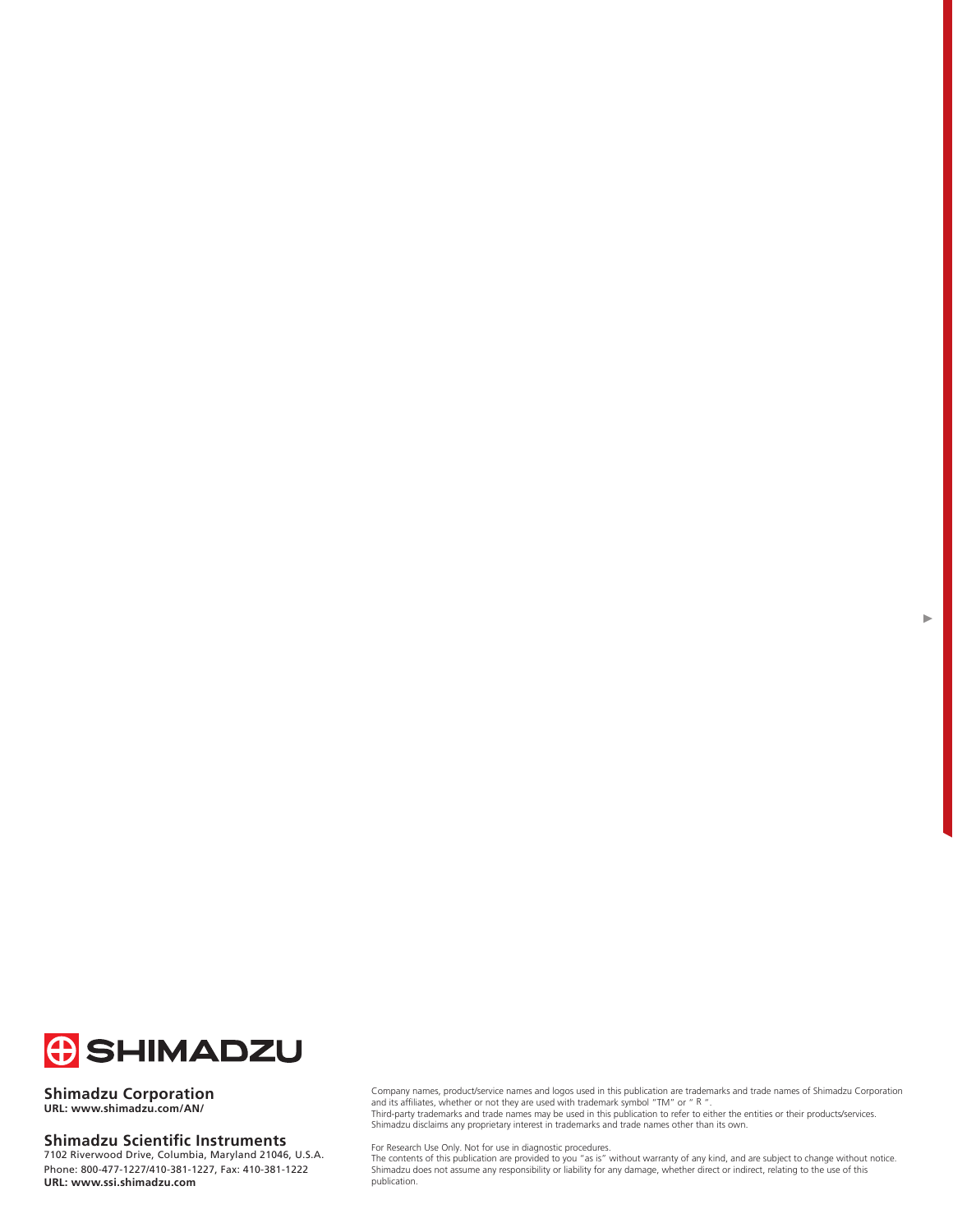SHIMADZU

**Shimadzu Corporation**
**URL: www.shimadzu.com/AN/**

**Shimadzu Scientific Instruments**
7102 Riverwood Drive, Columbia, Maryland 21046, U.S.A.
Phone: 800-477-1227/410-381-1227, Fax: 410-381-1222
**URL: www.ssi.shimadzu.com**

Company names, product/service names and logos used in this publication are trademarks and trade names of Shimadzu Corporation and its affiliates, whether or not they are used with trademark symbol "TM" or " R ".
Third-party trademarks and trade names may be used in this publication to refer to either the entities or their products/services.
Shimadzu disclaims any proprietary interest in trademarks and trade names other than its own.

For Research Use Only. Not for use in diagnostic procedures.
The contents of this publication are provided to you "as is" without warranty of any kind, and are subject to change without notice.
Shimadzu does not assume any responsibility or liability for any damage, whether direct or indirect, relating to the use of this publication.